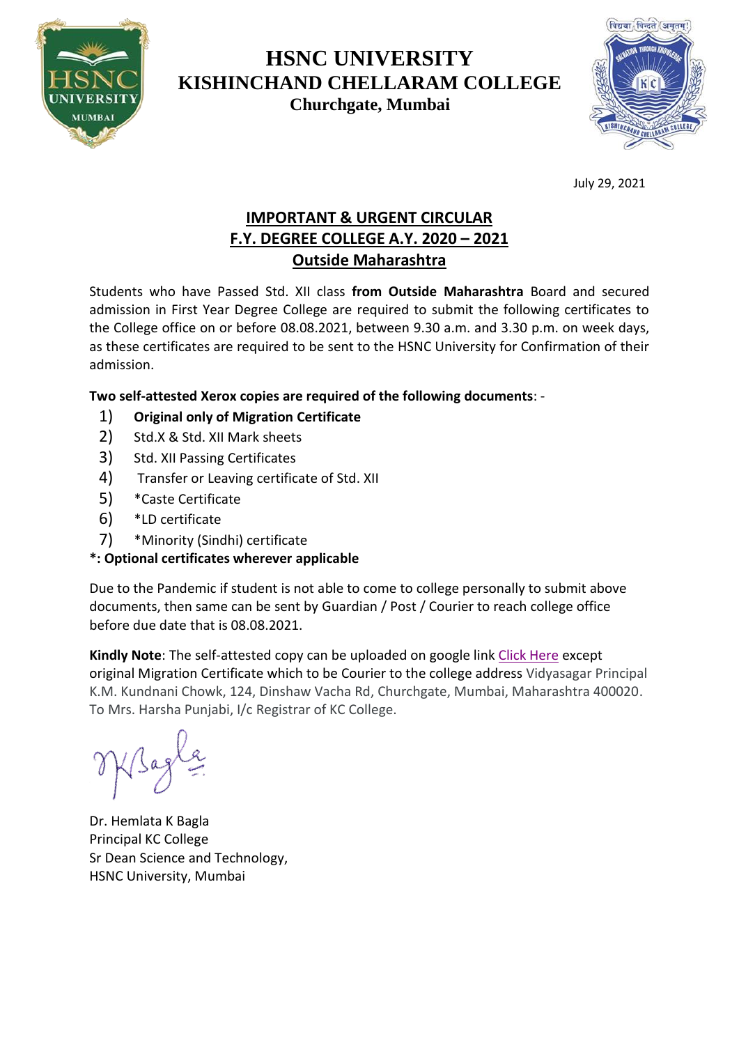# HSNC UNIVERSITY
## KISHINCHAND CHELLARAM COLLEGE
### Churchgate, Mumbai

July 29, 2021

**IMPORTANT & URGENT CIRCULAR**
**F.Y. DEGREE COLLEGE A.Y. 2020 – 2021**
**Outside Maharashtra**

Students who have Passed Std. XII class **from Outside Maharashtra** Board and secured admission in First Year Degree College are required to submit the following certificates to the College office on or before 08.08.2021, between 9.30 a.m. and 3.30 p.m. on week days, as these certificates are required to be sent to the HSNC University for Confirmation of their admission.

**Two self-attested Xerox copies are required of the following documents**: -

1) **Original only of Migration Certificate**
2) Std.X & Std. XII Mark sheets
3) Std. XII Passing Certificates
4) Transfer or Leaving certificate of Std. XII
5) *Caste Certificate
6) *LD certificate
7) *Minority (Sindhi) certificate

**\*: Optional certificates wherever applicable**

Due to the Pandemic if student is not able to come to college personally to submit above documents, then same can be sent by Guardian / Post / Courier to reach college office before due date that is 08.08.2021.

**Kindly Note**: The self-attested copy can be uploaded on google link Click Here except original Migration Certificate which to be Courier to the college address Vidyasagar Principal K.M. Kundnani Chowk, 124, Dinshaw Vacha Rd, Churchgate, Mumbai, Maharashtra 400020. To Mrs. Harsha Punjabi, I/c Registrar of KC College.

Dr. Hemlata K Bagla
Principal KC College
Sr Dean Science and Technology,
HSNC University, Mumbai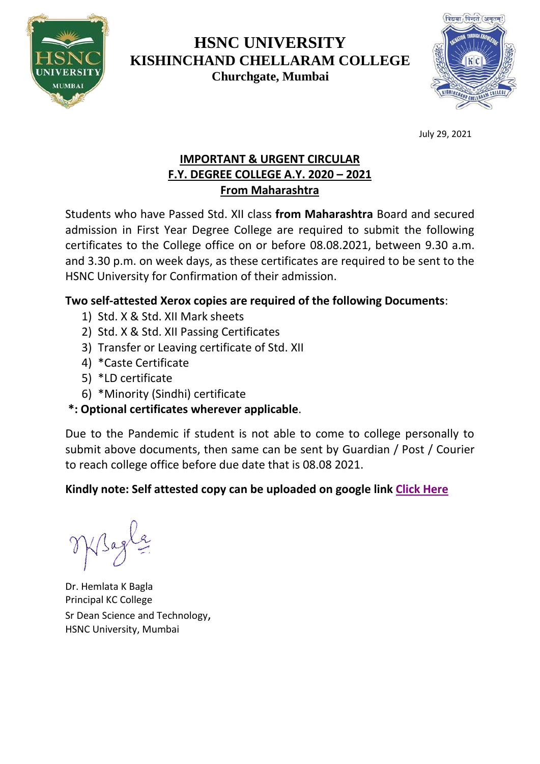# HSNC UNIVERSITY
## KISHINCHAND CHELLARAM COLLEGE
**Churchgate, Mumbai**

July 29, 2021

**IMPORTANT & URGENT CIRCULAR**
**F.Y. DEGREE COLLEGE A.Y. 2020 – 2021**
**From Maharashtra**

Students who have Passed Std. XII class **from Maharashtra** Board and secured admission in First Year Degree College are required to submit the following certificates to the College office on or before 08.08.2021, between 9.30 a.m. and 3.30 p.m. on week days, as these certificates are required to be sent to the HSNC University for Confirmation of their admission.

**Two self-attested Xerox copies are required of the following Documents**:

1) Std. X & Std. XII Mark sheets
2) Std. X & Std. XII Passing Certificates
3) Transfer or Leaving certificate of Std. XII
4) *Caste Certificate
5) *LD certificate
6) *Minority (Sindhi) certificate

**\*: Optional certificates wherever applicable**.

Due to the Pandemic if student is not able to come to college personally to submit above documents, then same can be sent by Guardian / Post / Courier to reach college office before due date that is 08.08 2021.

**Kindly note: Self attested copy can be uploaded on google link Click Here**

Dr. Hemlata K Bagla
Principal KC College
Sr Dean Science and Technology,
HSNC University, Mumbai